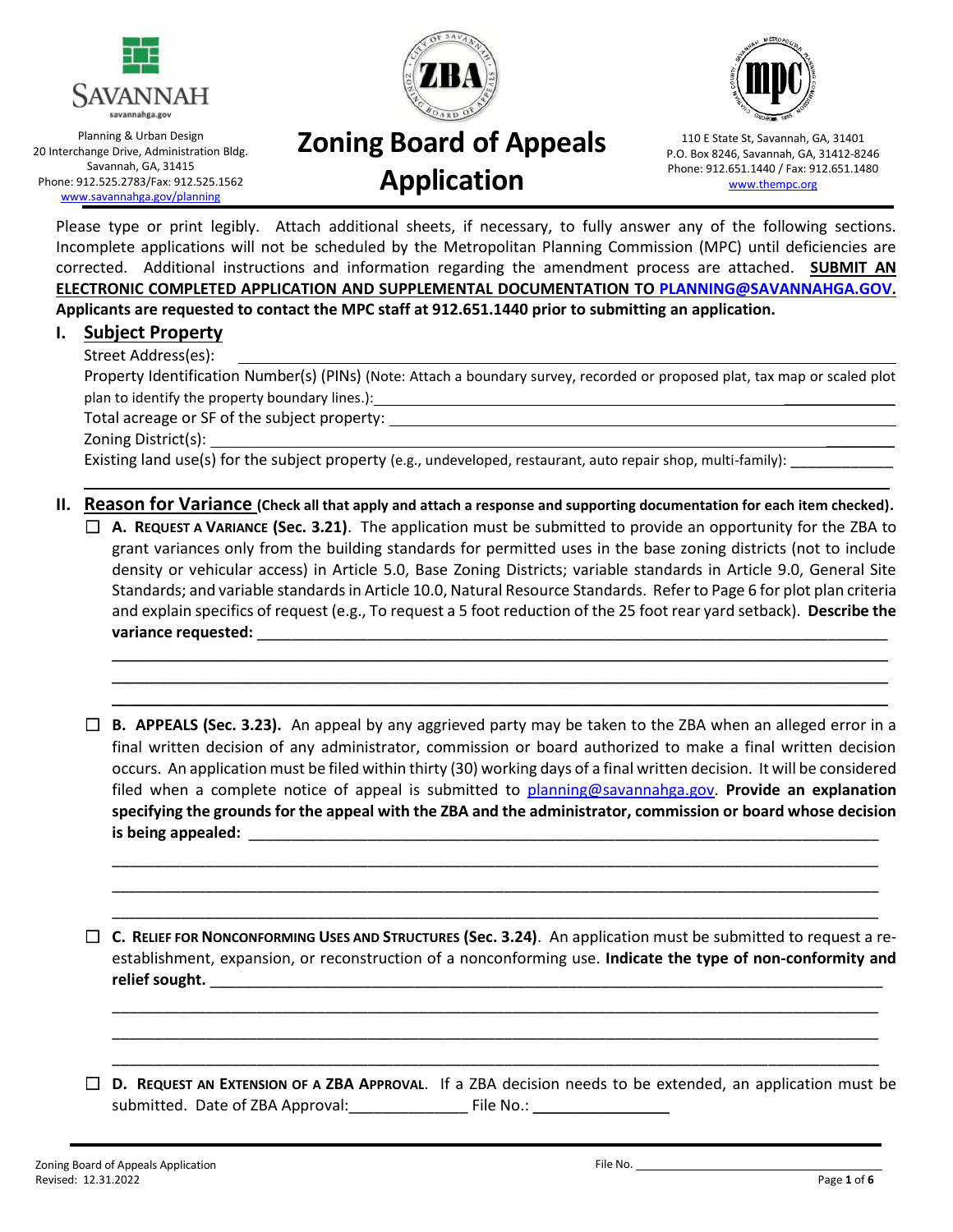Planning & Urban Design
20 Interchange Drive, Administration Bldg.
Savannah, GA, 31415
Phone: 912.525.2783/Fax: 912.525.1562
www.savannahga.gov/planning

# Zoning Board of Appeals Application

110 E State St, Savannah, GA, 31401
P.O. Box 8246, Savannah, GA, 31412-8246
Phone: 912.651.1440 / Fax: 912.651.1480
www.thempc.org

Please type or print legibly. Attach additional sheets, if necessary, to fully answer any of the following sections. Incomplete applications will not be scheduled by the Metropolitan Planning Commission (MPC) until deficiencies are corrected. Additional instructions and information regarding the amendment process are attached. **SUBMIT AN ELECTRONIC COMPLETED APPLICATION AND SUPPLEMENTAL DOCUMENTATION TO PLANNING@SAVANNAHGA.GOV.**
**Applicants are requested to contact the MPC staff at 912.651.1440 prior to submitting an application.**

## I. Subject Property

Street Address(es): ______________________________

Property Identification Number(s) (PINs) (Note: Attach a boundary survey, recorded or proposed plat, tax map or scaled plot plan to identify the property boundary lines.): ______________________________

Total acreage or SF of the subject property: ______________________________

Zoning District(s): ______________________________

Existing land use(s) for the subject property (e.g., undeveloped, restaurant, auto repair shop, multi-family): ______________________________

## II. Reason for Variance (Check all that apply and attach a response and supporting documentation for each item checked).

☐ **A. Request a Variance (Sec. 3.21)**. The application must be submitted to provide an opportunity for the ZBA to grant variances only from the building standards for permitted uses in the base zoning districts (not to include density or vehicular access) in Article 5.0, Base Zoning Districts; variable standards in Article 9.0, General Site Standards; and variable standards in Article 10.0, Natural Resource Standards. Refer to Page 6 for plot plan criteria and explain specifics of request (e.g., To request a 5 foot reduction of the 25 foot rear yard setback). **Describe the variance requested:** ______________________________

______________________________

______________________________

______________________________

☐ **B. APPEALS (Sec. 3.23).** An appeal by any aggrieved party may be taken to the ZBA when an alleged error in a final written decision of any administrator, commission or board authorized to make a final written decision occurs. An application must be filed within thirty (30) working days of a final written decision. It will be considered filed when a complete notice of appeal is submitted to planning@savannahga.gov. **Provide an explanation specifying the grounds for the appeal with the ZBA and the administrator, commission or board whose decision is being appealed:** ______________________________

______________________________

______________________________

______________________________

☐ **C. Relief for Nonconforming Uses and Structures (Sec. 3.24)**. An application must be submitted to request a re-establishment, expansion, or reconstruction of a nonconforming use. **Indicate the type of non-conformity and relief sought.** ______________________________

______________________________

______________________________

______________________________

☐ **D. Request an Extension of a ZBA Approval**. If a ZBA decision needs to be extended, an application must be submitted. Date of ZBA Approval:______________ File No.: ______________

Zoning Board of Appeals Application
Revised: 12.31.2022
File No. ______________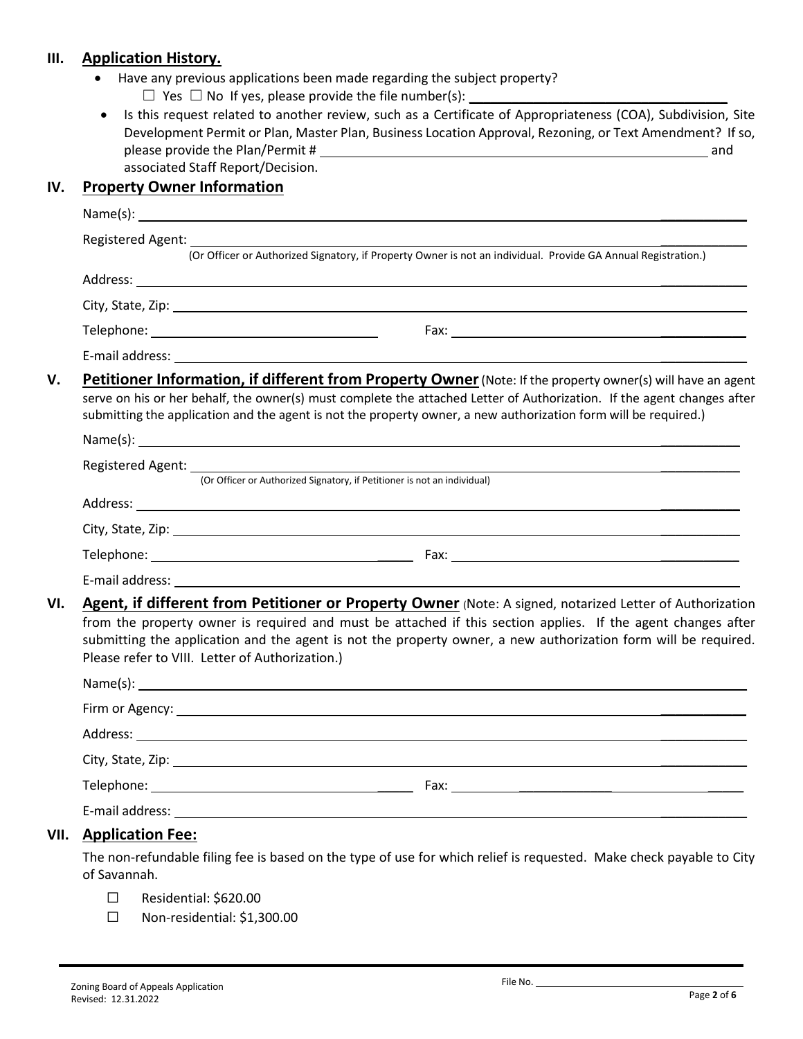## III. Application History.

- Have any previous applications been made regarding the subject property?
  - ☐ Yes ☐ No If yes, please provide the file number(s): ______________________
- Is this request related to another review, such as a Certificate of Appropriateness (COA), Subdivision, Site Development Permit or Plan, Master Plan, Business Location Approval, Rezoning, or Text Amendment? If so, please provide the Plan/Permit # ______________________ and associated Staff Report/Decision.

## IV. Property Owner Information

Name(s): ______________________

Registered Agent: ______________________
(Or Officer or Authorized Signatory, if Property Owner is not an individual. Provide GA Annual Registration.)

Address: ______________________

City, State, Zip: ______________________

Telephone: ______________________ Fax: ______________________

E-mail address: ______________________

## V. Petitioner Information, if different from Property Owner

(Note: If the property owner(s) will have an agent serve on his or her behalf, the owner(s) must complete the attached Letter of Authorization. If the agent changes after submitting the application and the agent is not the property owner, a new authorization form will be required.)

Name(s): ______________________

Registered Agent: ______________________
(Or Officer or Authorized Signatory, if Petitioner is not an individual)

Address: ______________________

City, State, Zip: ______________________

Telephone: ______________________ Fax: ______________________

E-mail address: ______________________

## VI. Agent, if different from Petitioner or Property Owner

(Note: A signed, notarized Letter of Authorization from the property owner is required and must be attached if this section applies. If the agent changes after submitting the application and the agent is not the property owner, a new authorization form will be required. Please refer to VIII. Letter of Authorization.)

Name(s): ______________________

Firm or Agency: ______________________

Address: ______________________

City, State, Zip: ______________________

Telephone: ______________________ Fax: ______________________

E-mail address: ______________________

## VII. Application Fee:

The non-refundable filing fee is based on the type of use for which relief is requested. Make check payable to City of Savannah.

- ☐ Residential: $620.00
- ☐ Non-residential: $1,300.00

Zoning Board of Appeals Application
Revised: 12.31.2022

File No. ______________________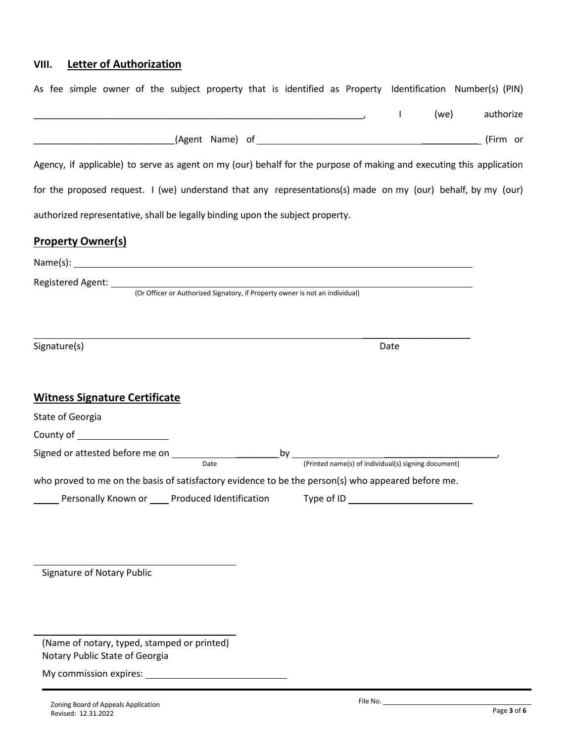## VIII. Letter of Authorization

As fee simple owner of the subject property that is identified as Property Identification Number(s) (PIN) ____________________________________________________________, I (we) authorize ____________________________(Agent Name) of ________________________________________ (Firm or Agency, if applicable) to serve as agent on my (our) behalf for the purpose of making and executing this application for the proposed request. I (we) understand that any representations(s) made on my (our) behalf, by my (our) authorized representative, shall be legally binding upon the subject property.

## Property Owner(s)

Name(s): ____________________________________________________________

Registered Agent: ____________________________________________________________
(Or Officer or Authorized Signatory, if Property owner is not an individual)

____________________________________________________________ ____________________

Signature(s) Date

## Witness Signature Certificate

State of Georgia

County of ____________________

Signed or attested before me on ____________________ by ______________________________________________,
Date (Printed name(s) of individual(s) signing document)

who proved to me on the basis of satisfactory evidence to be the person(s) who appeared before me.

_____ Personally Known or ____ Produced Identification Type of ID ________________________

________________________________________
Signature of Notary Public

________________________________________
(Name of notary, typed, stamped or printed)
Notary Public State of Georgia

My commission expires: ____________________________

File No. ______________________________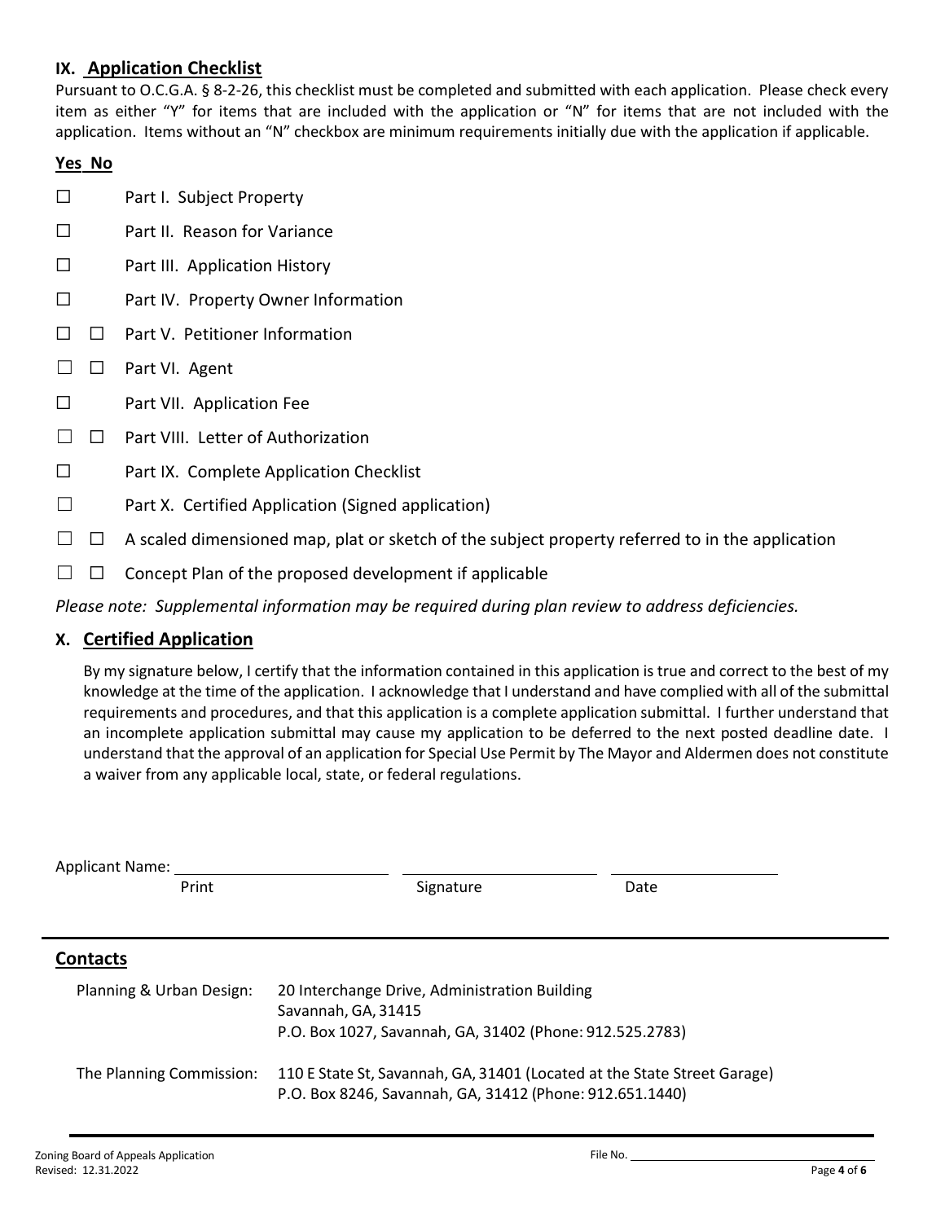## IX. Application Checklist

Pursuant to O.C.G.A. § 8-2-26, this checklist must be completed and submitted with each application. Please check every item as either "Y" for items that are included with the application or "N" for items that are not included with the application. Items without an "N" checkbox are minimum requirements initially due with the application if applicable.

| Yes | No | |
|---|---|---|
| ☐ | | Part I. Subject Property |
| ☐ | | Part II. Reason for Variance |
| ☐ | | Part III. Application History |
| ☐ | | Part IV. Property Owner Information |
| ☐ | ☐ | Part V. Petitioner Information |
| ☐ | ☐ | Part VI. Agent |
| ☐ | | Part VII. Application Fee |
| ☐ | ☐ | Part VIII. Letter of Authorization |
| ☐ | | Part IX. Complete Application Checklist |
| ☐ | | Part X. Certified Application (Signed application) |
| ☐ | ☐ | A scaled dimensioned map, plat or sketch of the subject property referred to in the application |
| ☐ | ☐ | Concept Plan of the proposed development if applicable |

*Please note: Supplemental information may be required during plan review to address deficiencies.*

## X. Certified Application

By my signature below, I certify that the information contained in this application is true and correct to the best of my knowledge at the time of the application. I acknowledge that I understand and have complied with all of the submittal requirements and procedures, and that this application is a complete application submittal. I further understand that an incomplete application submittal may cause my application to be deferred to the next posted deadline date. I understand that the approval of an application for Special Use Permit by The Mayor and Aldermen does not constitute a waiver from any applicable local, state, or federal regulations.

Applicant Name: ______________________ ______________________ ______________________

Print Signature Date

## Contacts

| | |
|---|---|
| Planning & Urban Design: | 20 Interchange Drive, Administration Building<br>Savannah, GA, 31415<br>P.O. Box 1027, Savannah, GA, 31402 (Phone: 912.525.2783) |
| The Planning Commission: | 110 E State St, Savannah, GA, 31401 (Located at the State Street Garage)<br>P.O. Box 8246, Savannah, GA, 31412 (Phone: 912.651.1440) |

Zoning Board of Appeals Application
Revised: 12.31.2022

File No. ______________________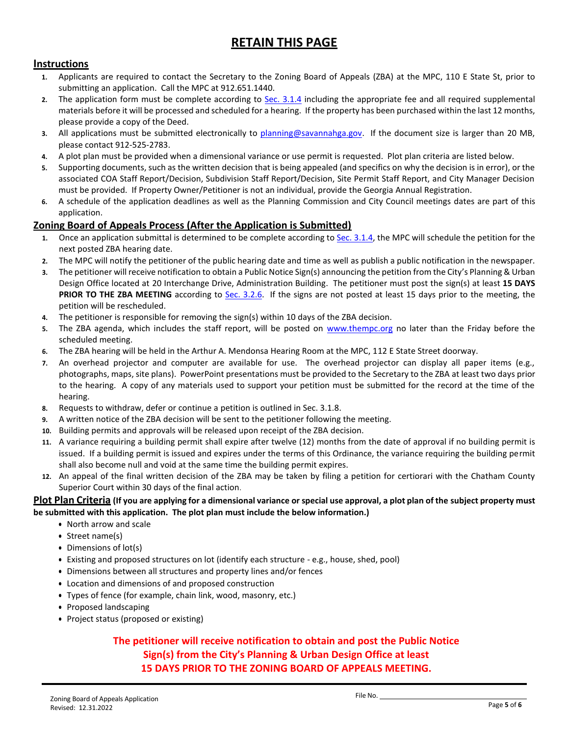# RETAIN THIS PAGE

## Instructions

1. Applicants are required to contact the Secretary to the Zoning Board of Appeals (ZBA) at the MPC, 110 E State St, prior to submitting an application. Call the MPC at 912.651.1440.
2. The application form must be complete according to Sec. 3.1.4 including the appropriate fee and all required supplemental materials before it will be processed and scheduled for a hearing. If the property has been purchased within the last 12 months, please provide a copy of the Deed.
3. All applications must be submitted electronically to planning@savannahga.gov. If the document size is larger than 20 MB, please contact 912-525-2783.
4. A plot plan must be provided when a dimensional variance or use permit is requested. Plot plan criteria are listed below.
5. Supporting documents, such as the written decision that is being appealed (and specifics on why the decision is in error), or the associated COA Staff Report/Decision, Subdivision Staff Report/Decision, Site Permit Staff Report, and City Manager Decision must be provided. If Property Owner/Petitioner is not an individual, provide the Georgia Annual Registration.
6. A schedule of the application deadlines as well as the Planning Commission and City Council meetings dates are part of this application.

## Zoning Board of Appeals Process (After the Application is Submitted)

1. Once an application submittal is determined to be complete according to Sec. 3.1.4, the MPC will schedule the petition for the next posted ZBA hearing date.
2. The MPC will notify the petitioner of the public hearing date and time as well as publish a public notification in the newspaper.
3. The petitioner will receive notification to obtain a Public Notice Sign(s) announcing the petition from the City's Planning & Urban Design Office located at 20 Interchange Drive, Administration Building. The petitioner must post the sign(s) at least **15 DAYS PRIOR TO THE ZBA MEETING** according to Sec. 3.2.6. If the signs are not posted at least 15 days prior to the meeting, the petition will be rescheduled.
4. The petitioner is responsible for removing the sign(s) within 10 days of the ZBA decision.
5. The ZBA agenda, which includes the staff report, will be posted on www.thempc.org no later than the Friday before the scheduled meeting.
6. The ZBA hearing will be held in the Arthur A. Mendonsa Hearing Room at the MPC, 112 E State Street doorway.
7. An overhead projector and computer are available for use. The overhead projector can display all paper items (e.g., photographs, maps, site plans). PowerPoint presentations must be provided to the Secretary to the ZBA at least two days prior to the hearing. A copy of any materials used to support your petition must be submitted for the record at the time of the hearing.
8. Requests to withdraw, defer or continue a petition is outlined in Sec. 3.1.8.
9. A written notice of the ZBA decision will be sent to the petitioner following the meeting.
10. Building permits and approvals will be released upon receipt of the ZBA decision.
11. A variance requiring a building permit shall expire after twelve (12) months from the date of approval if no building permit is issued. If a building permit is issued and expires under the terms of this Ordinance, the variance requiring the building permit shall also become null and void at the same time the building permit expires.
12. An appeal of the final written decision of the ZBA may be taken by filing a petition for certiorari with the Chatham County Superior Court within 30 days of the final action.

## Plot Plan Criteria **(If you are applying for a dimensional variance or special use approval, a plot plan of the subject property must be submitted with this application. The plot plan must include the below information.)**

- North arrow and scale
- Street name(s)
- Dimensions of lot(s)
- Existing and proposed structures on lot (identify each structure - e.g., house, shed, pool)
- Dimensions between all structures and property lines and/or fences
- Location and dimensions of and proposed construction
- Types of fence (for example, chain link, wood, masonry, etc.)
- Proposed landscaping
- Project status (proposed or existing)

**The petitioner will receive notification to obtain and post the Public Notice Sign(s) from the City's Planning & Urban Design Office at least 15 DAYS PRIOR TO THE ZONING BOARD OF APPEALS MEETING.**

Zoning Board of Appeals Application
Revised: 12.31.2022

File No. ______________________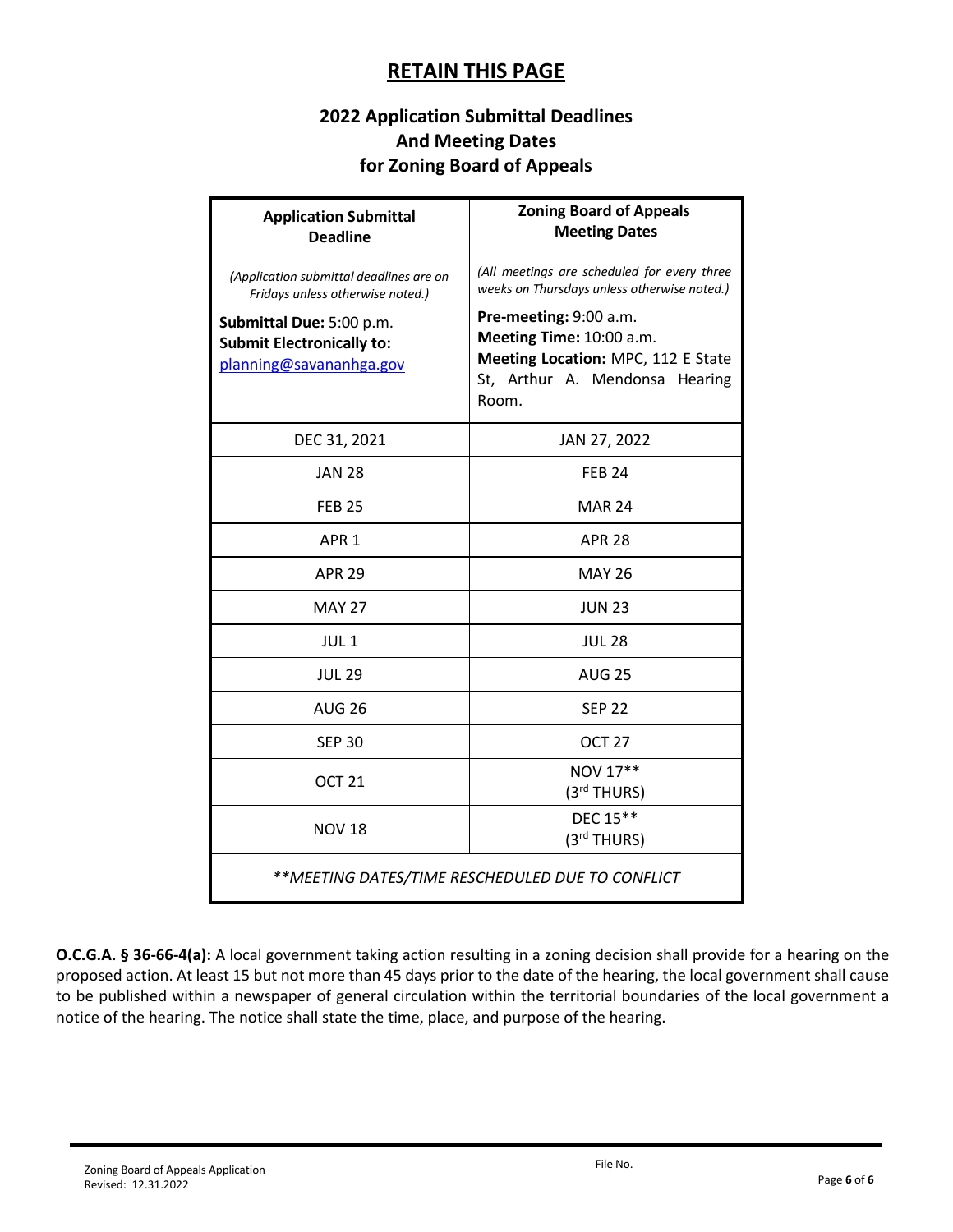# RETAIN THIS PAGE

## 2022 Application Submittal Deadlines And Meeting Dates for Zoning Board of Appeals

| **Application Submittal Deadline**<br><br>*(Application submittal deadlines are on Fridays unless otherwise noted.)*<br><br>**Submittal Due:** 5:00 p.m.<br>**Submit Electronically to:** planning@savananhga.gov | **Zoning Board of Appeals Meeting Dates**<br><br>*(All meetings are scheduled for every three weeks on Thursdays unless otherwise noted.)*<br><br>**Pre-meeting:** 9:00 a.m.<br>**Meeting Time:** 10:00 a.m.<br>**Meeting Location:** MPC, 112 E State St, Arthur A. Mendonsa Hearing Room. |
|---|---|
| DEC 31, 2021 | JAN 27, 2022 |
| JAN 28 | FEB 24 |
| FEB 25 | MAR 24 |
| APR 1 | APR 28 |
| APR 29 | MAY 26 |
| MAY 27 | JUN 23 |
| JUL 1 | JUL 28 |
| JUL 29 | AUG 25 |
| AUG 26 | SEP 22 |
| SEP 30 | OCT 27 |
| OCT 21 | NOV 17**<br>(3rd THURS) |
| NOV 18 | DEC 15**<br>(3rd THURS) |

*\*\*MEETING DATES/TIME RESCHEDULED DUE TO CONFLICT*

**O.C.G.A. § 36-66-4(a):** A local government taking action resulting in a zoning decision shall provide for a hearing on the proposed action. At least 15 but not more than 45 days prior to the date of the hearing, the local government shall cause to be published within a newspaper of general circulation within the territorial boundaries of the local government a notice of the hearing. The notice shall state the time, place, and purpose of the hearing.

Zoning Board of Appeals Application
Revised: 12.31.2022

File No. \_\_\_\_\_\_\_\_\_\_\_\_\_\_\_\_\_\_\_\_